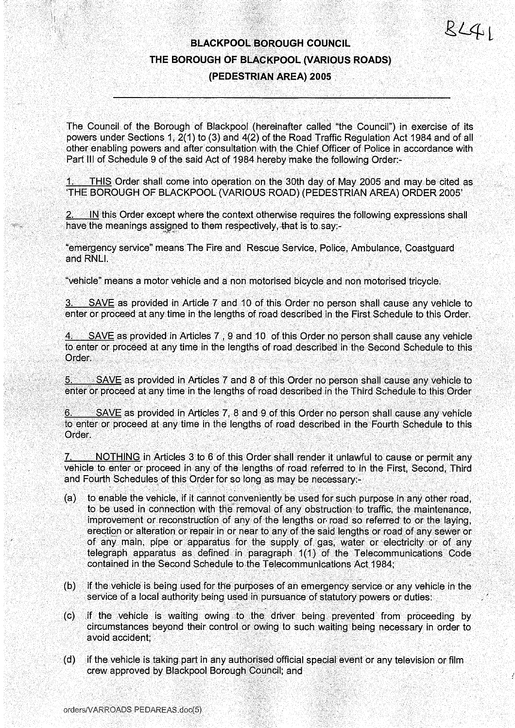8441

# BLACKPOOL BOROUGH COUNCIL
# THE BOROUGH OF BLACKPOOL (VARIOUS ROADS) (PEDESTRIAN AREA) 2005

---

The Council of the Borough of Blackpool (hereinafter called "the Council") in exercise of its powers under Sections 1, 2(1) to (3) and 4(2) of the Road Traffic Regulation Act 1984 and of all other enabling powers and after consultation with the Chief Officer of Police in accordance with Part III of Schedule 9 of the said Act of 1984 hereby make the following Order:-

1. THIS Order shall come into operation on the 30th day of May 2005 and may be cited as 'THE BOROUGH OF BLACKPOOL (VARIOUS ROAD) (PEDESTRIAN AREA) ORDER 2005'

2. IN this Order except where the context otherwise requires the following expressions shall have the meanings assigned to them respectively, that is to say:-

"emergency service" means The Fire and Rescue Service, Police, Ambulance, Coastguard and RNLI.

"vehicle" means a motor vehicle and a non motorised bicycle and non motorised tricycle.

3. SAVE as provided in Article 7 and 10 of this Order no person shall cause any vehicle to enter or proceed at any time in the lengths of road described in the First Schedule to this Order.

4. SAVE as provided in Articles 7 , 9 and 10 of this Order no person shall cause any vehicle to enter or proceed at any time in the lengths of road described in the Second Schedule to this Order.

5. SAVE as provided in Articles 7 and 8 of this Order no person shall cause any vehicle to enter or proceed at any time in the lengths of road described in the Third Schedule to this Order

6. SAVE as provided in Articles 7, 8 and 9 of this Order no person shall cause any vehicle to enter or proceed at any time in the lengths of road described in the Fourth Schedule to this Order.

7. NOTHING in Articles 3 to 6 of this Order shall render it unlawful to cause or permit any vehicle to enter or proceed in any of the lengths of road referred to in the First, Second, Third and Fourth Schedules of this Order for so long as may be necessary:-

(a) to enable the vehicle, if it cannot conveniently be used for such purpose in any other road, to be used in connection with the removal of any obstruction to traffic, the maintenance, improvement or reconstruction of any of the lengths or road so referred to or the laying, erection or alteration or repair in or near to any of the said lengths or road of any sewer or of any main, pipe or apparatus for the supply of gas, water or electricity or of any telegraph apparatus as defined in paragraph 1(1) of the Telecommunications Code contained in the Second Schedule to the Telecommunications Act 1984;

(b) if the vehicle is being used for the purposes of an emergency service or any vehicle in the service of a local authority being used in pursuance of statutory powers or duties:

(c) if the vehicle is waiting owing to the driver being prevented from proceeding by circumstances beyond their control or owing to such waiting being necessary in order to avoid accident;

(d) if the vehicle is taking part in any authorised official special event or any television or film crew approved by Blackpool Borough Council; and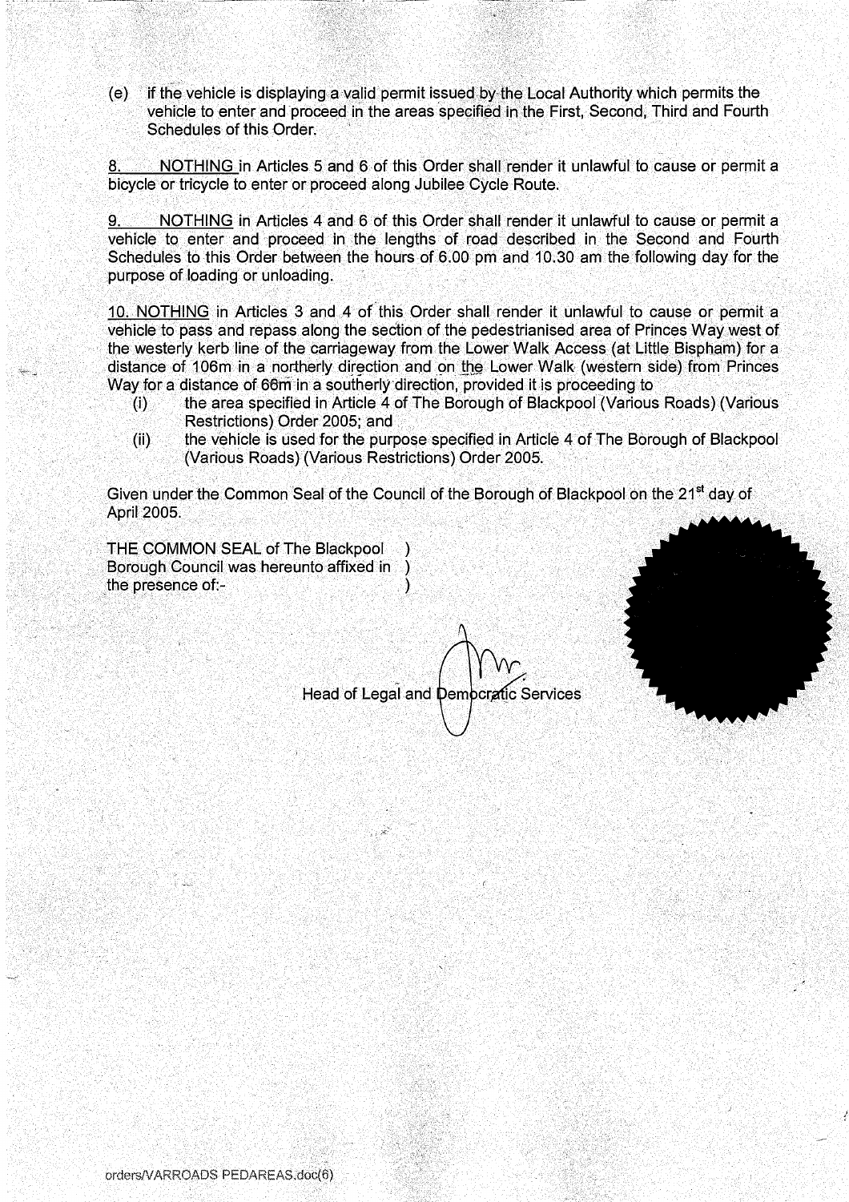(e) if the vehicle is displaying a valid permit issued by the Local Authority which permits the vehicle to enter and proceed in the areas specified in the First, Second, Third and Fourth Schedules of this Order.

8. NOTHING in Articles 5 and 6 of this Order shall render it unlawful to cause or permit a bicycle or tricycle to enter or proceed along Jubilee Cycle Route.

9. NOTHING in Articles 4 and 6 of this Order shall render it unlawful to cause or permit a vehicle to enter and proceed in the lengths of road described in the Second and Fourth Schedules to this Order between the hours of 6.00 pm and 10.30 am the following day for the purpose of loading or unloading.

10. NOTHING in Articles 3 and 4 of this Order shall render it unlawful to cause or permit a vehicle to pass and repass along the section of the pedestrianised area of Princes Way west of the westerly kerb line of the carriageway from the Lower Walk Access (at Little Bispham) for a distance of 106m in a northerly direction and on the Lower Walk (western side) from Princes Way for a distance of 66m in a southerly direction, provided it is proceeding to

(i) the area specified in Article 4 of The Borough of Blackpool (Various Roads) (Various Restrictions) Order 2005; and

(ii) the vehicle is used for the purpose specified in Article 4 of The Borough of Blackpool (Various Roads) (Various Restrictions) Order 2005.

Given under the Common Seal of the Council of the Borough of Blackpool on the 21st day of April 2005.

THE COMMON SEAL of The Blackpool Borough Council was hereunto affixed in the presence of:-

Head of Legal and Democratic Services

orders/VARROADS PEDAREAS.doc(6)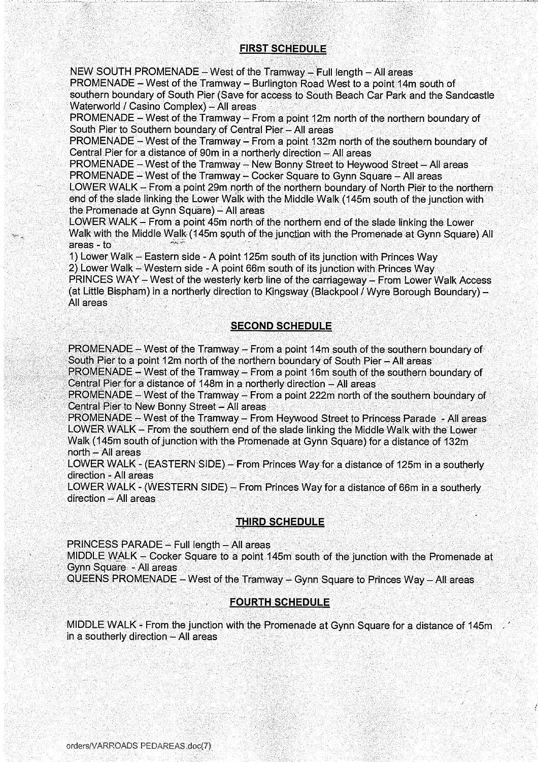## FIRST SCHEDULE

NEW SOUTH PROMENADE – West of the Tramway – Full length – All areas
PROMENADE – West of the Tramway – Burlington Road West to a point 14m south of southern boundary of South Pier (Save for access to South Beach Car Park and the Sandcastle Waterworld / Casino Complex) – All areas
PROMENADE – West of the Tramway – From a point 12m north of the northern boundary of South Pier to Southern boundary of Central Pier – All areas
PROMENADE – West of the Tramway – From a point 132m north of the southern boundary of Central Pier for a distance of 90m in a northerly direction – All areas
PROMENADE – West of the Tramway – New Bonny Street to Heywood Street – All areas
PROMENADE – West of the Tramway – Cocker Square to Gynn Square – All areas
LOWER WALK – From a point 29m north of the northern boundary of North Pier to the northern end of the slade linking the Lower Walk with the Middle Walk (145m south of the junction with the Promenade at Gynn Square) – All areas
LOWER WALK – From a point 45m north of the northern end of the slade linking the Lower Walk with the Middle Walk (145m south of the junction with the Promenade at Gynn Square) All areas - to

1) Lower Walk – Eastern side - A point 125m south of its junction with Princes Way
2) Lower Walk – Western side - A point 66m south of its junction with Princes Way

PRINCES WAY – West of the westerly kerb line of the carriageway – From Lower Walk Access (at Little Bispham) in a northerly direction to Kingsway (Blackpool / Wyre Borough Boundary) – All areas

## SECOND SCHEDULE

PROMENADE – West of the Tramway – From a point 14m south of the southern boundary of South Pier to a point 12m north of the northern boundary of South Pier – All areas
PROMENADE – West of the Tramway – From a point 16m south of the southern boundary of Central Pier for a distance of 148m in a northerly direction – All areas
PROMENADE – West of the Tramway – From a point 222m north of the southern boundary of Central Pier to New Bonny Street – All areas
PROMENADE – West of the Tramway – From Heywood Street to Princess Parade - All areas
LOWER WALK – From the southern end of the slade linking the Middle Walk with the Lower Walk (145m south of junction with the Promenade at Gynn Square) for a distance of 132m north – All areas
LOWER WALK - (EASTERN SIDE) – From Princes Way for a distance of 125m in a southerly direction - All areas
LOWER WALK - (WESTERN SIDE) – From Princes Way for a distance of 66m in a southerly direction – All areas

## THIRD SCHEDULE

PRINCESS PARADE – Full length – All areas
MIDDLE WALK – Cocker Square to a point 145m south of the junction with the Promenade at Gynn Square - All areas
QUEENS PROMENADE – West of the Tramway – Gynn Square to Princes Way – All areas

## FOURTH SCHEDULE

MIDDLE WALK - From the junction with the Promenade at Gynn Square for a distance of 145m in a southerly direction – All areas

orders/VARROADS PEDAREAS.doc(7)